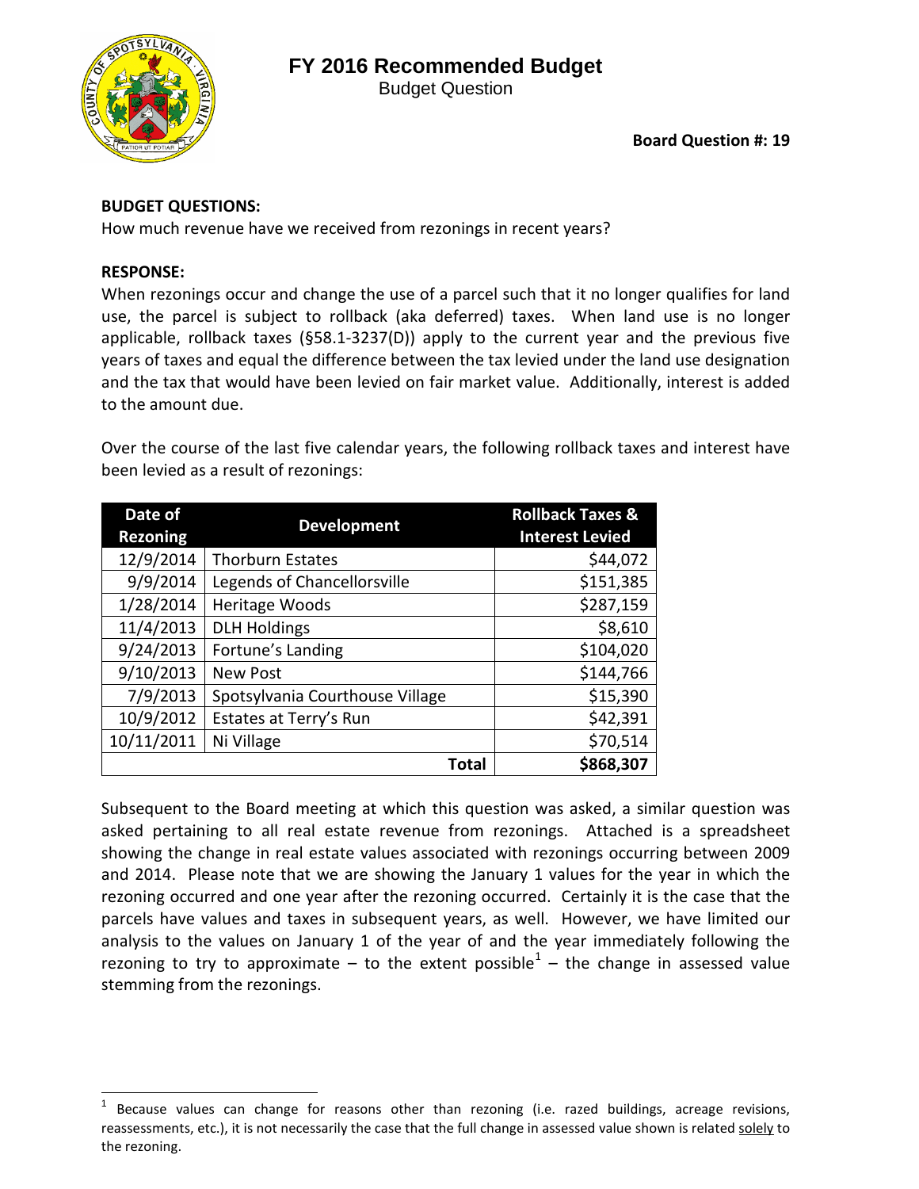# FY 2016 Recommended Budget

Budget Question

**Board Question #: 19**

**BUDGET QUESTIONS:**

How much revenue have we received from rezonings in recent years?

**RESPONSE:**

When rezonings occur and change the use of a parcel such that it no longer qualifies for land use, the parcel is subject to rollback (aka deferred) taxes. When land use is no longer applicable, rollback taxes (§58.1-3237(D)) apply to the current year and the previous five years of taxes and equal the difference between the tax levied under the land use designation and the tax that would have been levied on fair market value. Additionally, interest is added to the amount due.

Over the course of the last five calendar years, the following rollback taxes and interest have been levied as a result of rezonings:

| Date of Rezoning | Development | Rollback Taxes & Interest Levied |
|---|---|---|
| 12/9/2014 | Thorburn Estates | $44,072 |
| 9/9/2014 | Legends of Chancellorsville | $151,385 |
| 1/28/2014 | Heritage Woods | $287,159 |
| 11/4/2013 | DLH Holdings | $8,610 |
| 9/24/2013 | Fortune's Landing | $104,020 |
| 9/10/2013 | New Post | $144,766 |
| 7/9/2013 | Spotsylvania Courthouse Village | $15,390 |
| 10/9/2012 | Estates at Terry's Run | $42,391 |
| 10/11/2011 | Ni Village | $70,514 |
| | **Total** | **$868,307** |

Subsequent to the Board meeting at which this question was asked, a similar question was asked pertaining to all real estate revenue from rezonings. Attached is a spreadsheet showing the change in real estate values associated with rezonings occurring between 2009 and 2014. Please note that we are showing the January 1 values for the year in which the rezoning occurred and one year after the rezoning occurred. Certainly it is the case that the parcels have values and taxes in subsequent years, as well. However, we have limited our analysis to the values on January 1 of the year of and the year immediately following the rezoning to try to approximate – to the extent possible[1] – the change in assessed value stemming from the rezonings.

[1] Because values can change for reasons other than rezoning (i.e. razed buildings, acreage revisions, reassessments, etc.), it is not necessarily the case that the full change in assessed value shown is related solely to the rezoning.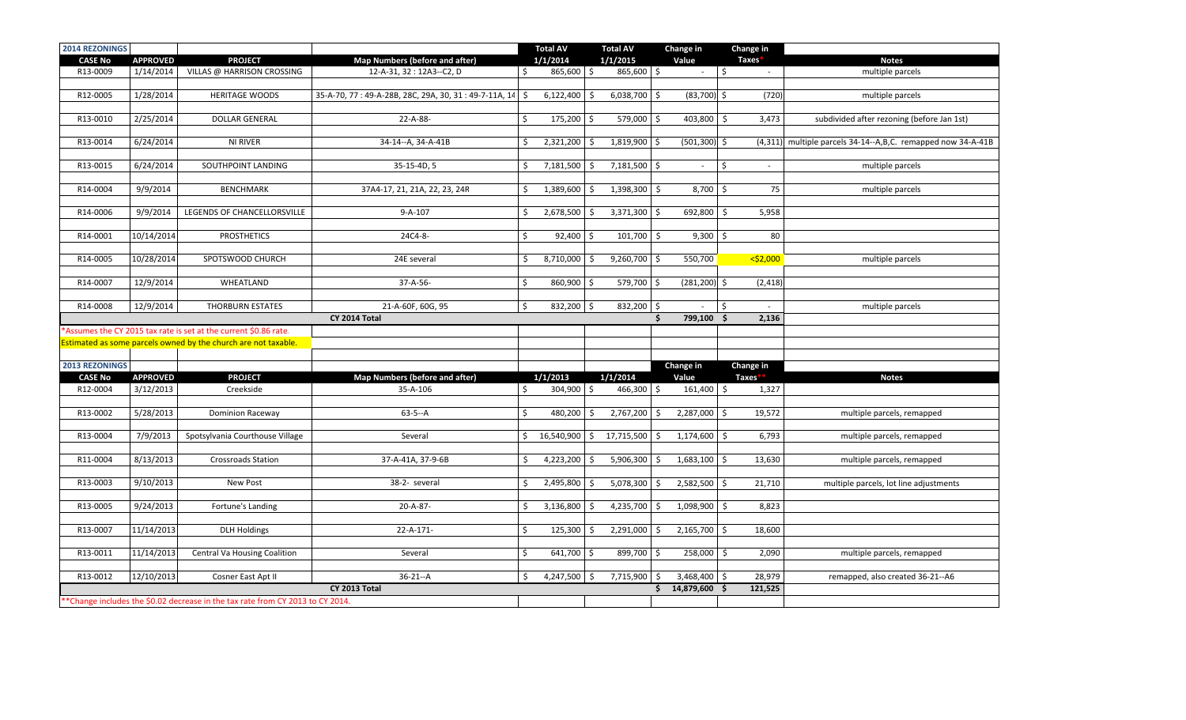| 2014 REZONINGS | | | | Total AV | Total AV | Change in | Change in | |
|---|---|---|---|---|---|---|---|---|
| CASE No | APPROVED | PROJECT | Map Numbers (before and after) | 1/1/2014 | 1/1/2015 | Value | Taxes* | Notes |
| R13-0009 | 1/14/2014 | VILLAS @ HARRISON CROSSING | 12-A-31, 32 : 12A3--C2, D | $ 865,600 | $ 865,600 | $ - | $ - | multiple parcels |
| R12-0005 | 1/28/2014 | HERITAGE WOODS | 35-A-70, 77 : 49-A-28B, 28C, 29A, 30, 31 : 49-7-11A, 14 | $ 6,122,400 | $ 6,038,700 | $ (83,700) | $ (720) | multiple parcels |
| R13-0010 | 2/25/2014 | DOLLAR GENERAL | 22-A-88- | $ 175,200 | $ 579,000 | $ 403,800 | $ 3,473 | subdivided after rezoning (before Jan 1st) |
| R13-0014 | 6/24/2014 | NI RIVER | 34-14--A, 34-A-41B | $ 2,321,200 | $ 1,819,900 | $ (501,300) | $ (4,311) | multiple parcels 34-14--A,B,C. remapped now 34-A-41B |
| R13-0015 | 6/24/2014 | SOUTHPOINT LANDING | 35-15-4D, 5 | $ 7,181,500 | $ 7,181,500 | $ - | $ - | multiple parcels |
| R14-0004 | 9/9/2014 | BENCHMARK | 37A4-17, 21, 21A, 22, 23, 24R | $ 1,389,600 | $ 1,398,300 | $ 8,700 | $ 75 | multiple parcels |
| R14-0006 | 9/9/2014 | LEGENDS OF CHANCELLORSVILLE | 9-A-107 | $ 2,678,500 | $ 3,371,300 | $ 692,800 | $ 5,958 | |
| R14-0001 | 10/14/2014 | PROSTHETICS | 24C4-8- | $ 92,400 | $ 101,700 | $ 9,300 | $ 80 | |
| R14-0005 | 10/28/2014 | SPOTSWOOD CHURCH | 24E several | $ 8,710,000 | $ 9,260,700 | $ 550,700 | <$2,000 | multiple parcels |
| R14-0007 | 12/9/2014 | WHEATLAND | 37-A-56- | $ 860,900 | $ 579,700 | $ (281,200) | $ (2,418) | |
| R14-0008 | 12/9/2014 | THORBURN ESTATES | 21-A-60F, 60G, 95 | $ 832,200 | $ 832,200 | $ - | $ - | multiple parcels |
| | | | CY 2014 Total | | | $ 799,100 | $ 2,136 | |

*Assumes the CY 2015 tax rate is set at the current $0.86 rate.

Estimated as some parcels owned by the church are not taxable.

| 2013 REZONINGS | | | | | | Change in | Change in | |
|---|---|---|---|---|---|---|---|---|
| CASE No | APPROVED | PROJECT | Map Numbers (before and after) | 1/1/2013 | 1/1/2014 | Value | Taxes** | Notes |
| R12-0004 | 3/12/2013 | Creekside | 35-A-106 | $ 304,900 | $ 466,300 | $ 161,400 | $ 1,327 | |
| R13-0002 | 5/28/2013 | Dominion Raceway | 63-5--A | $ 480,200 | $ 2,767,200 | $ 2,287,000 | $ 19,572 | multiple parcels, remapped |
| R13-0004 | 7/9/2013 | Spotsylvania Courthouse Village | Several | $ 16,540,900 | $ 17,715,500 | $ 1,174,600 | $ 6,793 | multiple parcels, remapped |
| R11-0004 | 8/13/2013 | Crossroads Station | 37-A-41A, 37-9-6B | $ 4,223,200 | $ 5,906,300 | $ 1,683,100 | $ 13,630 | multiple parcels, remapped |
| R13-0003 | 9/10/2013 | New Post | 38-2- several | $ 2,495,800 | $ 5,078,300 | $ 2,582,500 | $ 21,710 | multiple parcels, lot line adjustments |
| R13-0005 | 9/24/2013 | Fortune's Landing | 20-A-87- | $ 3,136,800 | $ 4,235,700 | $ 1,098,900 | $ 8,823 | |
| R13-0007 | 11/14/2013 | DLH Holdings | 22-A-171- | $ 125,300 | $ 2,291,000 | $ 2,165,700 | $ 18,600 | |
| R13-0011 | 11/14/2013 | Central Va Housing Coalition | Several | $ 641,700 | $ 899,700 | $ 258,000 | $ 2,090 | multiple parcels, remapped |
| R13-0012 | 12/10/2013 | Cosner East Apt II | 36-21--A | $ 4,247,500 | $ 7,715,900 | $ 3,468,400 | $ 28,979 | remapped, also created 36-21--A6 |
| | | | CY 2013 Total | | | $ 14,879,600 | $ 121,525 | |

**Change includes the $0.02 decrease in the tax rate from CY 2013 to CY 2014.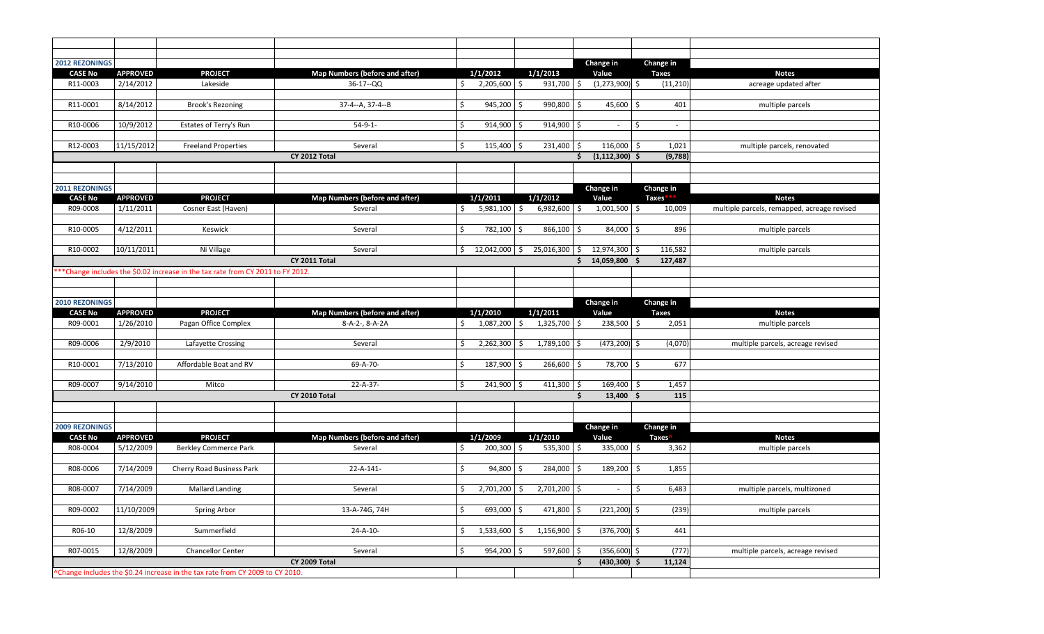## 2012 REZONINGS

| CASE No | APPROVED | PROJECT | Map Numbers (before and after) | 1/1/2012 | 1/1/2013 | Change in Value | Change in Taxes | Notes |
|---|---|---|---|---|---|---|---|---|
| R11-0003 | 2/14/2012 | Lakeside | 36-17--QQ | $ 2,205,600 | $ 931,700 | $ (1,273,900) | $ (11,210) | acreage updated after |
| R11-0001 | 8/14/2012 | Brook's Rezoning | 37-4--A, 37-4--B | $ 945,200 | $ 990,800 | $ 45,600 | $ 401 | multiple parcels |
| R10-0006 | 10/9/2012 | Estates of Terry's Run | 54-9-1- | $ 914,900 | $ 914,900 | $ - | $ - | |
| R12-0003 | 11/15/2012 | Freeland Properties | Several | $ 115,400 | $ 231,400 | $ 116,000 | $ 1,021 | multiple parcels, renovated |
| | | | **CY 2012 Total** | | | **$ (1,112,300)** | **$ (9,788)** | |

## 2011 REZONINGS

| CASE No | APPROVED | PROJECT | Map Numbers (before and after) | 1/1/2011 | 1/1/2012 | Change in Value | Change in Taxes*** | Notes |
|---|---|---|---|---|---|---|---|---|
| R09-0008 | 1/11/2011 | Cosner East (Haven) | Several | $ 5,981,100 | $ 6,982,600 | $ 1,001,500 | $ 10,009 | multiple parcels, remapped, acreage revised |
| R10-0005 | 4/12/2011 | Keswick | Several | $ 782,100 | $ 866,100 | $ 84,000 | $ 896 | multiple parcels |
| R10-0002 | 10/11/2011 | Ni Village | Several | $ 12,042,000 | $ 25,016,300 | $ 12,974,300 | $ 116,582 | multiple parcels |
| | | | **CY 2011 Total** | | | **$ 14,059,800** | **$ 127,487** | |

***Change includes the $0.02 increase in the tax rate from CY 2011 to FY 2012.

## 2010 REZONINGS

| CASE No | APPROVED | PROJECT | Map Numbers (before and after) | 1/1/2010 | 1/1/2011 | Change in Value | Change in Taxes | Notes |
|---|---|---|---|---|---|---|---|---|
| R09-0001 | 1/26/2010 | Pagan Office Complex | 8-A-2-, 8-A-2A | $ 1,087,200 | $ 1,325,700 | $ 238,500 | $ 2,051 | multiple parcels |
| R09-0006 | 2/9/2010 | Lafayette Crossing | Several | $ 2,262,300 | $ 1,789,100 | $ (473,200) | $ (4,070) | multiple parcels, acreage revised |
| R10-0001 | 7/13/2010 | Affordable Boat and RV | 69-A-70- | $ 187,900 | $ 266,600 | $ 78,700 | $ 677 | |
| R09-0007 | 9/14/2010 | Mitco | 22-A-37- | $ 241,900 | $ 411,300 | $ 169,400 | $ 1,457 | |
| | | | **CY 2010 Total** | | | **$ 13,400** | **$ 115** | |

## 2009 REZONINGS

| CASE No | APPROVED | PROJECT | Map Numbers (before and after) | 1/1/2009 | 1/1/2010 | Change in Value | Change in Taxes^ | Notes |
|---|---|---|---|---|---|---|---|---|
| R08-0004 | 5/12/2009 | Berkley Commerce Park | Several | $ 200,300 | $ 535,300 | $ 335,000 | $ 3,362 | multiple parcels |
| R08-0006 | 7/14/2009 | Cherry Road Business Park | 22-A-141- | $ 94,800 | $ 284,000 | $ 189,200 | $ 1,855 | |
| R08-0007 | 7/14/2009 | Mallard Landing | Several | $ 2,701,200 | $ 2,701,200 | $ - | $ 6,483 | multiple parcels, multizoned |
| R09-0002 | 11/10/2009 | Spring Arbor | 13-A-74G, 74H | $ 693,000 | $ 471,800 | $ (221,200) | $ (239) | multiple parcels |
| R06-10 | 12/8/2009 | Summerfield | 24-A-10- | $ 1,533,600 | $ 1,156,900 | $ (376,700) | $ 441 | |
| R07-0015 | 12/8/2009 | Chancellor Center | Several | $ 954,200 | $ 597,600 | $ (356,600) | $ (777) | multiple parcels, acreage revised |
| | | | **CY 2009 Total** | | | **$ (430,300)** | **$ 11,124** | |

^Change includes the $0.24 increase in the tax rate from CY 2009 to CY 2010.